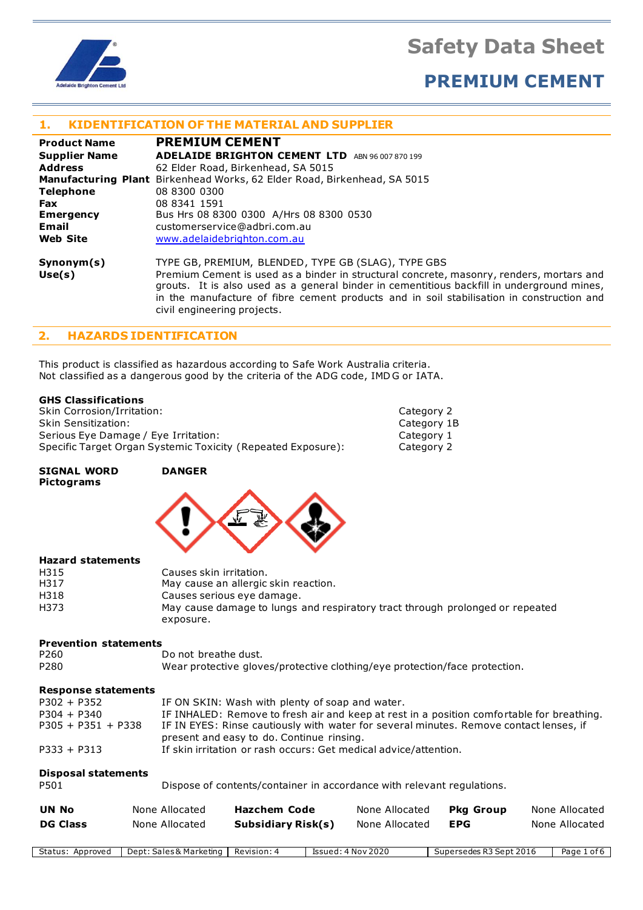# Safety Data Sheet

# PREMIUM CEMENT

## 1. KIDENTIFICATION OF THE MATERIAL AND SUPPLIER

| | |
|---|---|
| **Product Name** | **PREMIUM CEMENT** |
| **Supplier Name** | **ADELAIDE BRIGHTON CEMENT LTD** ABN 96 007 870 199 |
| **Address** | 62 Elder Road, Birkenhead, SA 5015 |
| **Manufacturing Plant** | Birkenhead Works, 62 Elder Road, Birkenhead, SA 5015 |
| **Telephone** | 08 8300 0300 |
| **Fax** | 08 8341 1591 |
| **Emergency** | Bus Hrs 08 8300 0300 A/Hrs 08 8300 0530 |
| **Email** | customerservice@adbri.com.au |
| **Web Site** | www.adelaidebrighton.com.au |

**Synonym(s)** TYPE GB, PREMIUM, BLENDED, TYPE GB (SLAG), TYPE GBS

**Use(s)** Premium Cement is used as a binder in structural concrete, masonry, renders, mortars and grouts. It is also used as a general binder in cementitious backfill in underground mines, in the manufacture of fibre cement products and in soil stabilisation in construction and civil engineering projects.

## 2. HAZARDS IDENTIFICATION

This product is classified as hazardous according to Safe Work Australia criteria.
Not classified as a dangerous good by the criteria of the ADG code, IMDG or IATA.

### GHS Classifications

| | |
|---|---|
| Skin Corrosion/Irritation: | Category 2 |
| Skin Sensitization: | Category 1B |
| Serious Eye Damage / Eye Irritation: | Category 1 |
| Specific Target Organ Systemic Toxicity (Repeated Exposure): | Category 2 |

**SIGNAL WORD** **DANGER**

**Pictograms**

### Hazard statements

| | |
|---|---|
| H315 | Causes skin irritation. |
| H317 | May cause an allergic skin reaction. |
| H318 | Causes serious eye damage. |
| H373 | May cause damage to lungs and respiratory tract through prolonged or repeated exposure. |

### Prevention statements

| | |
|---|---|
| P260 | Do not breathe dust. |
| P280 | Wear protective gloves/protective clothing/eye protection/face protection. |

### Response statements

| | |
|---|---|
| P302 + P352 | IF ON SKIN: Wash with plenty of soap and water. |
| P304 + P340 | IF INHALED: Remove to fresh air and keep at rest in a position comfortable for breathing. |
| P305 + P351 + P338 | IF IN EYES: Rinse cautiously with water for several minutes. Remove contact lenses, if present and easy to do. Continue rinsing. |
| P333 + P313 | If skin irritation or rash occurs: Get medical advice/attention. |

### Disposal statements

| | |
|---|---|
| P501 | Dispose of contents/container in accordance with relevant regulations. |

| | | | | | |
|---|---|---|---|---|---|
| **UN No** | None Allocated | **Hazchem Code** | None Allocated | **Pkg Group** | None Allocated |
| **DG Class** | None Allocated | **Subsidiary Risk(s)** | None Allocated | **EPG** | None Allocated |

| | | | | | |
|---|---|---|---|---|---|
| Status: Approved | Dept: Sales & Marketing | Revision: 4 | Issued: 4 Nov 2020 | Supersedes R3 Sept 2016 | |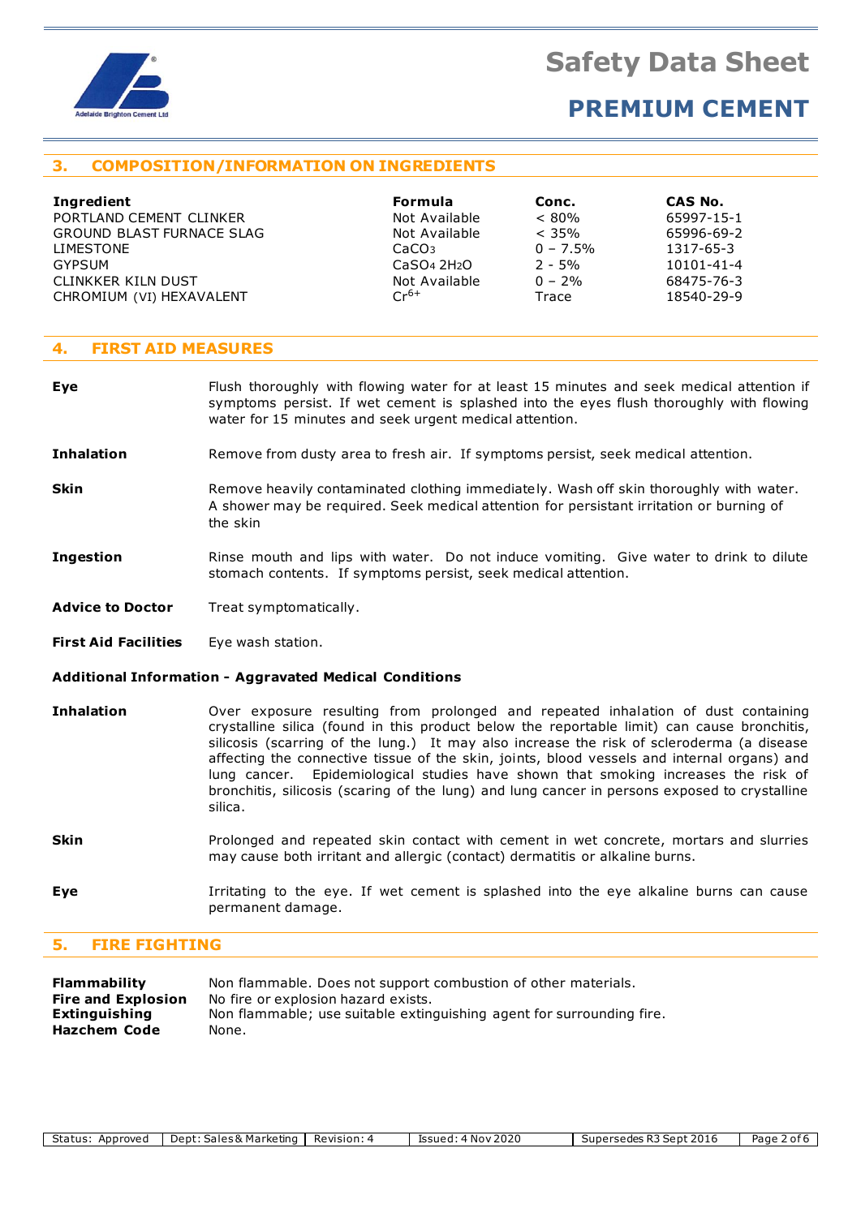## 3. COMPOSITION/INFORMATION ON INGREDIENTS

| Ingredient | Formula | Conc. | CAS No. |
|---|---|---|---|
| PORTLAND CEMENT CLINKER | Not Available | < 80% | 65997-15-1 |
| GROUND BLAST FURNACE SLAG | Not Available | < 35% | 65996-69-2 |
| LIMESTONE | $CaCO_3$ | 0 – 7.5% | 1317-65-3 |
| GYPSUM | $CaSO_4 \, 2H_2O$ | 2 - 5% | 10101-41-4 |
| CLINKKER KILN DUST | Not Available | 0 – 2% | 68475-76-3 |
| CHROMIUM (VI) HEXAVALENT | $Cr^{6+}$ | Trace | 18540-29-9 |

## 4. FIRST AID MEASURES

**Eye**
Flush thoroughly with flowing water for at least 15 minutes and seek medical attention if symptoms persist. If wet cement is splashed into the eyes flush thoroughly with flowing water for 15 minutes and seek urgent medical attention.

**Inhalation**
Remove from dusty area to fresh air. If symptoms persist, seek medical attention.

**Skin**
Remove heavily contaminated clothing immediately. Wash off skin thoroughly with water. A shower may be required. Seek medical attention for persistant irritation or burning of the skin

**Ingestion**
Rinse mouth and lips with water. Do not induce vomiting. Give water to drink to dilute stomach contents. If symptoms persist, seek medical attention.

**Advice to Doctor**
Treat symptomatically.

**First Aid Facilities**
Eye wash station.

### Additional Information - Aggravated Medical Conditions

**Inhalation**
Over exposure resulting from prolonged and repeated inhalation of dust containing crystalline silica (found in this product below the reportable limit) can cause bronchitis, silicosis (scarring of the lung.) It may also increase the risk of scleroderma (a disease affecting the connective tissue of the skin, joints, blood vessels and internal organs) and lung cancer. Epidemiological studies have shown that smoking increases the risk of bronchitis, silicosis (scaring of the lung) and lung cancer in persons exposed to crystalline silica.

**Skin**
Prolonged and repeated skin contact with cement in wet concrete, mortars and slurries may cause both irritant and allergic (contact) dermatitis or alkaline burns.

**Eye**
Irritating to the eye. If wet cement is splashed into the eye alkaline burns can cause permanent damage.

## 5. FIRE FIGHTING

**Flammability** Non flammable. Does not support combustion of other materials.
**Fire and Explosion** No fire or explosion hazard exists.
**Extinguishing** Non flammable; use suitable extinguishing agent for surrounding fire.
**Hazchem Code** None.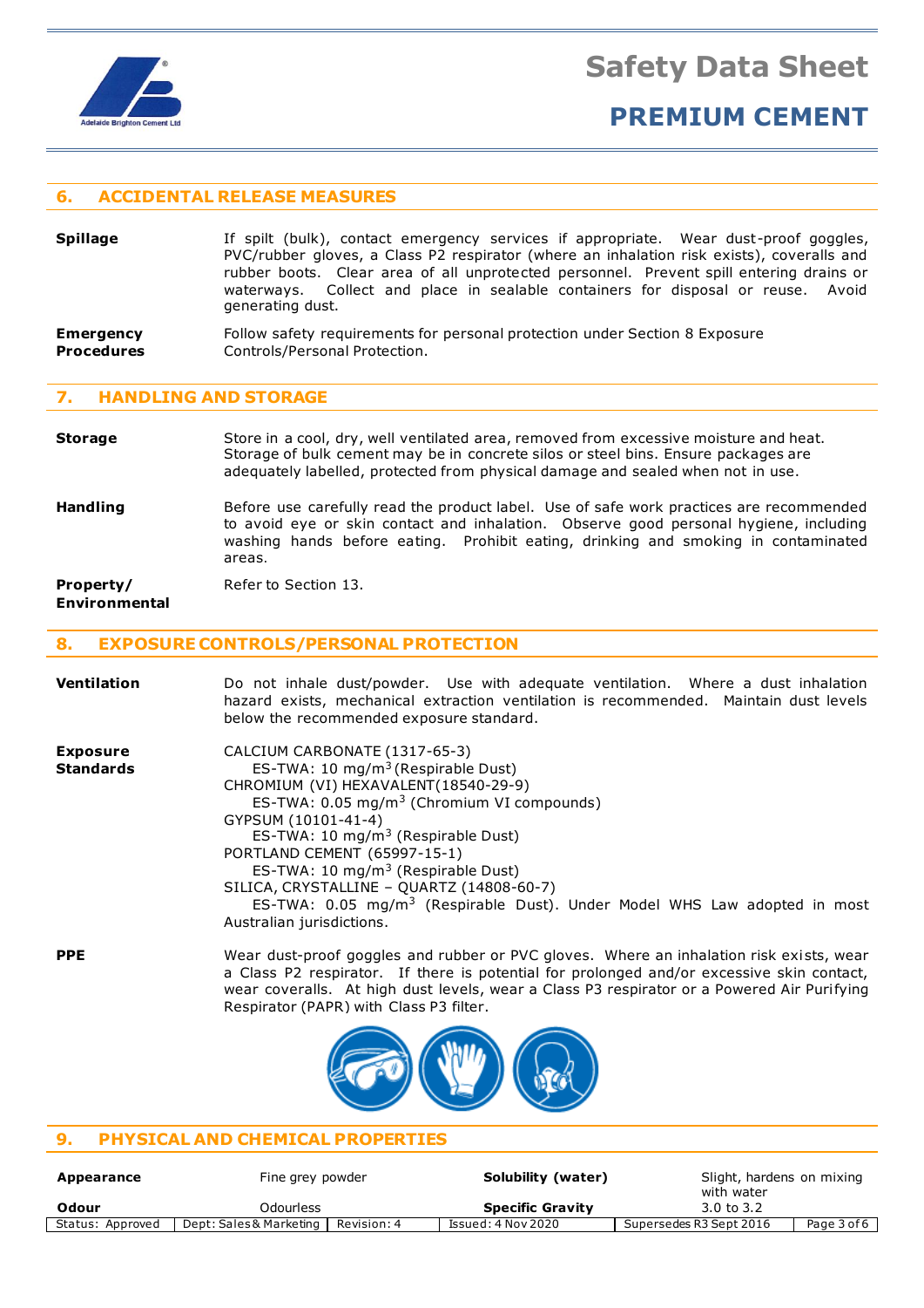## 6. ACCIDENTAL RELEASE MEASURES

**Spillage**

If spilt (bulk), contact emergency services if appropriate. Wear dust-proof goggles, PVC/rubber gloves, a Class P2 respirator (where an inhalation risk exists), coveralls and rubber boots. Clear area of all unprotected personnel. Prevent spill entering drains or waterways. Collect and place in sealable containers for disposal or reuse. Avoid generating dust.

**Emergency Procedures**

Follow safety requirements for personal protection under Section 8 Exposure Controls/Personal Protection.

## 7. HANDLING AND STORAGE

**Storage**

Store in a cool, dry, well ventilated area, removed from excessive moisture and heat. Storage of bulk cement may be in concrete silos or steel bins. Ensure packages are adequately labelled, protected from physical damage and sealed when not in use.

**Handling**

Before use carefully read the product label. Use of safe work practices are recommended to avoid eye or skin contact and inhalation. Observe good personal hygiene, including washing hands before eating. Prohibit eating, drinking and smoking in contaminated areas.

**Property/ Environmental**

Refer to Section 13.

## 8. EXPOSURE CONTROLS/PERSONAL PROTECTION

**Ventilation**

Do not inhale dust/powder. Use with adequate ventilation. Where a dust inhalation hazard exists, mechanical extraction ventilation is recommended. Maintain dust levels below the recommended exposure standard.

**Exposure Standards**

CALCIUM CARBONATE (1317-65-3)
 ES-TWA: 10 mg/m$^3$ (Respirable Dust)
CHROMIUM (VI) HEXAVALENT(18540-29-9)
 ES-TWA: 0.05 mg/m$^3$ (Chromium VI compounds)
GYPSUM (10101-41-4)
 ES-TWA: 10 mg/m$^3$ (Respirable Dust)
PORTLAND CEMENT (65997-15-1)
 ES-TWA: 10 mg/m$^3$ (Respirable Dust)
SILICA, CRYSTALLINE – QUARTZ (14808-60-7)
 ES-TWA: 0.05 mg/m$^3$ (Respirable Dust). Under Model WHS Law adopted in most Australian jurisdictions.

**PPE**

Wear dust-proof goggles and rubber or PVC gloves. Where an inhalation risk exists, wear a Class P2 respirator. If there is potential for prolonged and/or excessive skin contact, wear coveralls. At high dust levels, wear a Class P3 respirator or a Powered Air Purifying Respirator (PAPR) with Class P3 filter.

## 9. PHYSICAL AND CHEMICAL PROPERTIES

| | | | |
|---|---|---|---|
| **Appearance** | Fine grey powder | **Solubility (water)** | Slight, hardens on mixing with water |
| **Odour** | Odourless | **Specific Gravity** | 3.0 to 3.2 |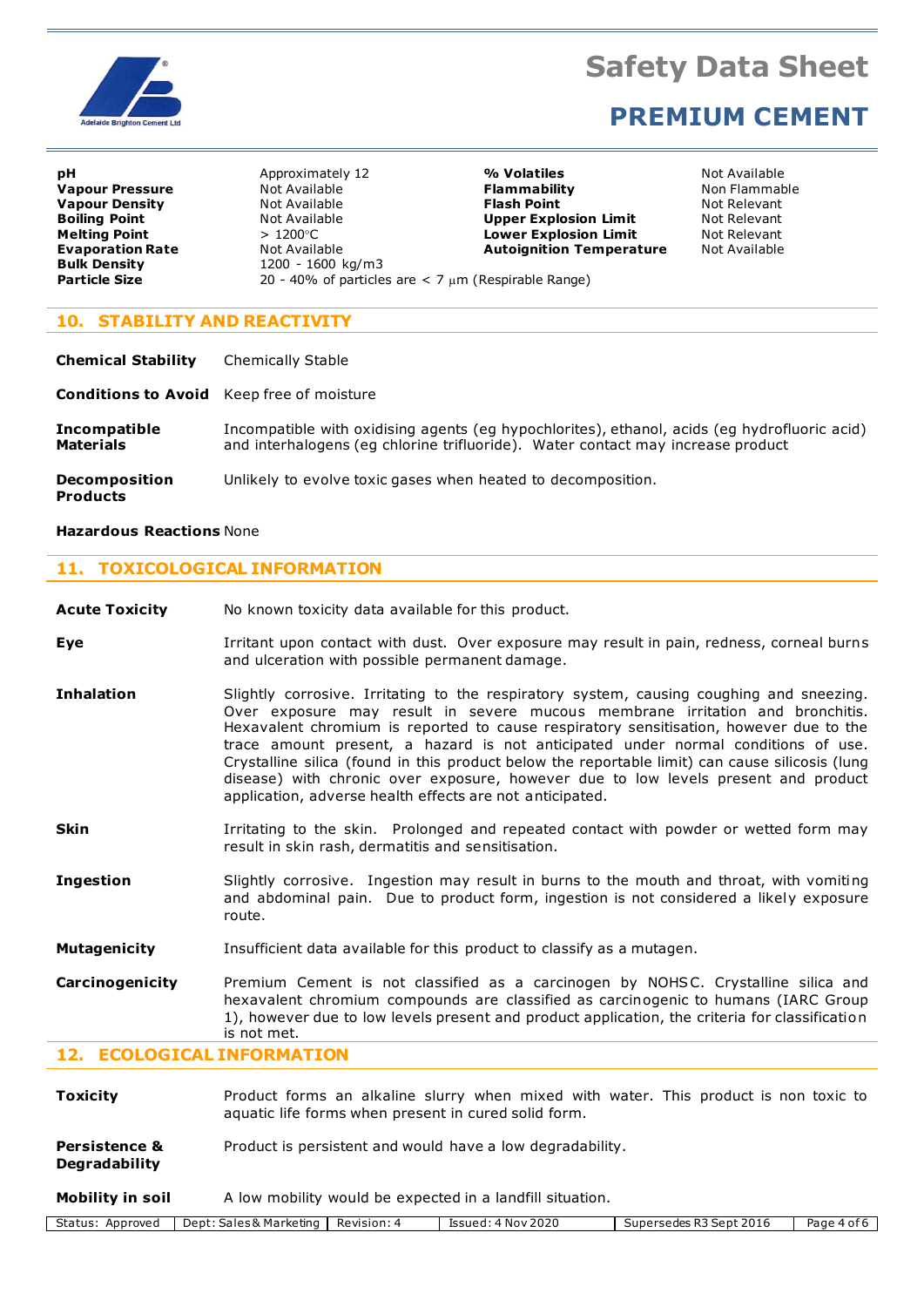| | | | |
|---|---|---|---|
| **pH** | Approximately 12 | **% Volatiles** | Not Available |
| **Vapour Pressure** | Not Available | **Flammability** | Non Flammable |
| **Vapour Density** | Not Available | **Flash Point** | Not Relevant |
| **Boiling Point** | Not Available | **Upper Explosion Limit** | Not Relevant |
| **Melting Point** | > 1200°C | **Lower Explosion Limit** | Not Relevant |
| **Evaporation Rate** | Not Available | **Autoignition Temperature** | Not Available |
| **Bulk Density** | 1200 - 1600 kg/m3 | | |
| **Particle Size** | 20 - 40% of particles are < 7 µm (Respirable Range) | | |

## 10. STABILITY AND REACTIVITY

**Chemical Stability** Chemically Stable

**Conditions to Avoid** Keep free of moisture

**Incompatible Materials** Incompatible with oxidising agents (eg hypochlorites), ethanol, acids (eg hydrofluoric acid) and interhalogens (eg chlorine trifluoride). Water contact may increase product

**Decomposition Products** Unlikely to evolve toxic gases when heated to decomposition.

**Hazardous Reactions** None

## 11. TOXICOLOGICAL INFORMATION

**Acute Toxicity** No known toxicity data available for this product.

**Eye** Irritant upon contact with dust. Over exposure may result in pain, redness, corneal burns and ulceration with possible permanent damage.

**Inhalation** Slightly corrosive. Irritating to the respiratory system, causing coughing and sneezing. Over exposure may result in severe mucous membrane irritation and bronchitis. Hexavalent chromium is reported to cause respiratory sensitisation, however due to the trace amount present, a hazard is not anticipated under normal conditions of use. Crystalline silica (found in this product below the reportable limit) can cause silicosis (lung disease) with chronic over exposure, however due to low levels present and product application, adverse health effects are not anticipated.

**Skin** Irritating to the skin. Prolonged and repeated contact with powder or wetted form may result in skin rash, dermatitis and sensitisation.

**Ingestion** Slightly corrosive. Ingestion may result in burns to the mouth and throat, with vomiting and abdominal pain. Due to product form, ingestion is not considered a likely exposure route.

**Mutagenicity** Insufficient data available for this product to classify as a mutagen.

**Carcinogenicity** Premium Cement is not classified as a carcinogen by NOHSC. Crystalline silica and hexavalent chromium compounds are classified as carcinogenic to humans (IARC Group 1), however due to low levels present and product application, the criteria for classification is not met.

## 12. ECOLOGICAL INFORMATION

**Toxicity** Product forms an alkaline slurry when mixed with water. This product is non toxic to aquatic life forms when present in cured solid form.

**Persistence & Degradability** Product is persistent and would have a low degradability.

**Mobility in soil** A low mobility would be expected in a landfill situation.

| Status: Approved | Dept: Sales & Marketing | Revision: 4 | Issued: 4 Nov 2020 | Supersedes R3 Sept 2016 |
|---|---|---|---|---|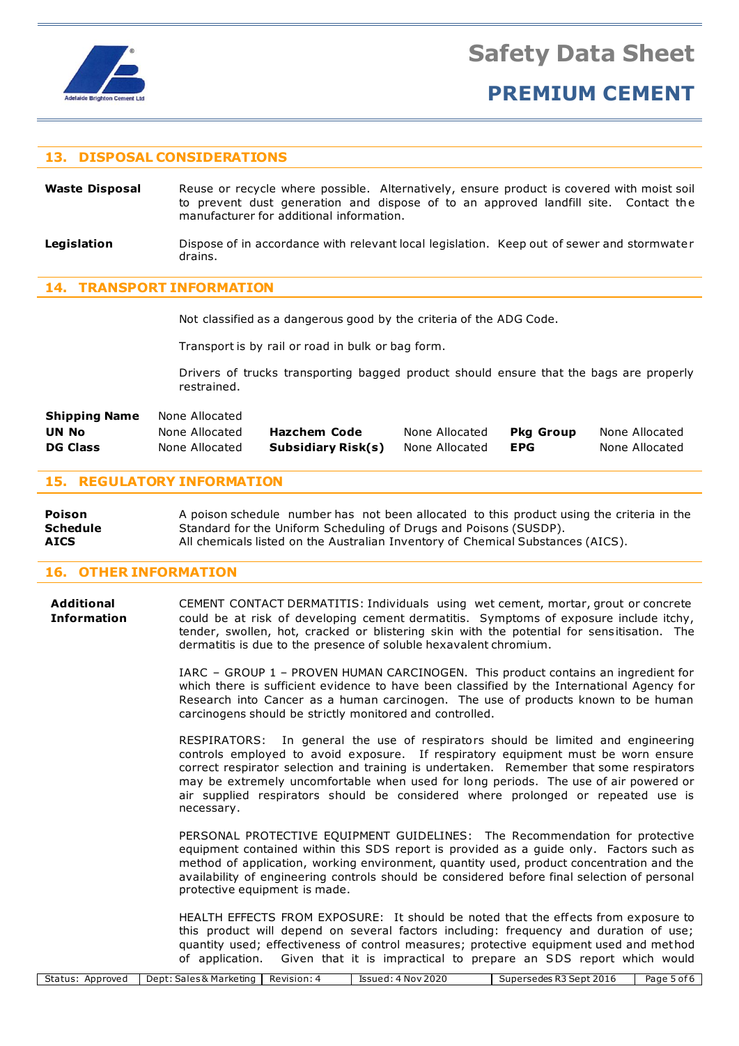## 13. DISPOSAL CONSIDERATIONS

**Waste Disposal** Reuse or recycle where possible. Alternatively, ensure product is covered with moist soil to prevent dust generation and dispose of to an approved landfill site. Contact the manufacturer for additional information.

**Legislation** Dispose of in accordance with relevant local legislation. Keep out of sewer and stormwater drains.

## 14. TRANSPORT INFORMATION

Not classified as a dangerous good by the criteria of the ADG Code.

Transport is by rail or road in bulk or bag form.

Drivers of trucks transporting bagged product should ensure that the bags are properly restrained.

| | | | | | |
|---|---|---|---|---|---|
| **Shipping Name** | None Allocated | | | | |
| **UN No** | None Allocated | **Hazchem Code** | None Allocated | **Pkg Group** | None Allocated |
| **DG Class** | None Allocated | **Subsidiary Risk(s)** | None Allocated | **EPG** | None Allocated |

## 15. REGULATORY INFORMATION

**Poison Schedule** A poison schedule number has not been allocated to this product using the criteria in the Standard for the Uniform Scheduling of Drugs and Poisons (SUSDP).

**AICS** All chemicals listed on the Australian Inventory of Chemical Substances (AICS).

## 16. OTHER INFORMATION

**Additional Information**

CEMENT CONTACT DERMATITIS: Individuals using wet cement, mortar, grout or concrete could be at risk of developing cement dermatitis. Symptoms of exposure include itchy, tender, swollen, hot, cracked or blistering skin with the potential for sensitisation. The dermatitis is due to the presence of soluble hexavalent chromium.

IARC – GROUP 1 – PROVEN HUMAN CARCINOGEN. This product contains an ingredient for which there is sufficient evidence to have been classified by the International Agency for Research into Cancer as a human carcinogen. The use of products known to be human carcinogens should be strictly monitored and controlled.

RESPIRATORS: In general the use of respirators should be limited and engineering controls employed to avoid exposure. If respiratory equipment must be worn ensure correct respirator selection and training is undertaken. Remember that some respirators may be extremely uncomfortable when used for long periods. The use of air powered or air supplied respirators should be considered where prolonged or repeated use is necessary.

PERSONAL PROTECTIVE EQUIPMENT GUIDELINES: The Recommendation for protective equipment contained within this SDS report is provided as a guide only. Factors such as method of application, working environment, quantity used, product concentration and the availability of engineering controls should be considered before final selection of personal protective equipment is made.

HEALTH EFFECTS FROM EXPOSURE: It should be noted that the effects from exposure to this product will depend on several factors including: frequency and duration of use; quantity used; effectiveness of control measures; protective equipment used and method of application. Given that it is impractical to prepare an SDS report which would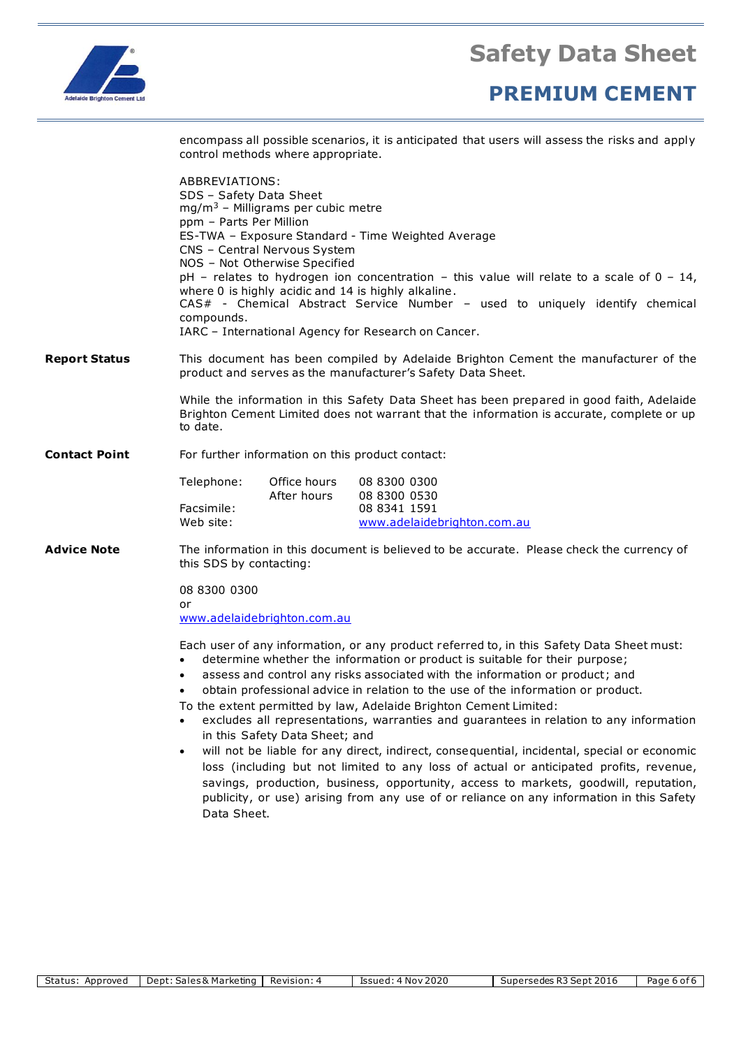encompass all possible scenarios, it is anticipated that users will assess the risks and apply control methods where appropriate.

ABBREVIATIONS:
SDS – Safety Data Sheet
$mg/m^3$ – Milligrams per cubic metre
ppm – Parts Per Million
ES-TWA – Exposure Standard - Time Weighted Average
CNS – Central Nervous System
NOS – Not Otherwise Specified
pH – relates to hydrogen ion concentration – this value will relate to a scale of 0 – 14, where 0 is highly acidic and 14 is highly alkaline.
CAS# - Chemical Abstract Service Number – used to uniquely identify chemical compounds.
IARC – International Agency for Research on Cancer.

**Report Status**

This document has been compiled by Adelaide Brighton Cement the manufacturer of the product and serves as the manufacturer's Safety Data Sheet.

While the information in this Safety Data Sheet has been prepared in good faith, Adelaide Brighton Cement Limited does not warrant that the information is accurate, complete or up to date.

**Contact Point**

For further information on this product contact:

| | | |
|---|---|---|
| Telephone: | Office hours | 08 8300 0300 |
| | After hours | 08 8300 0530 |
| Facsimile: | | 08 8341 1591 |
| Web site: | | www.adelaidebrighton.com.au |

**Advice Note**

The information in this document is believed to be accurate. Please check the currency of this SDS by contacting:

08 8300 0300
or
www.adelaidebrighton.com.au

Each user of any information, or any product referred to, in this Safety Data Sheet must:

- determine whether the information or product is suitable for their purpose;
- assess and control any risks associated with the information or product; and
- obtain professional advice in relation to the use of the information or product.

To the extent permitted by law, Adelaide Brighton Cement Limited:

- excludes all representations, warranties and guarantees in relation to any information in this Safety Data Sheet; and
- will not be liable for any direct, indirect, consequential, incidental, special or economic loss (including but not limited to any loss of actual or anticipated profits, revenue, savings, production, business, opportunity, access to markets, goodwill, reputation, publicity, or use) arising from any use of or reliance on any information in this Safety Data Sheet.